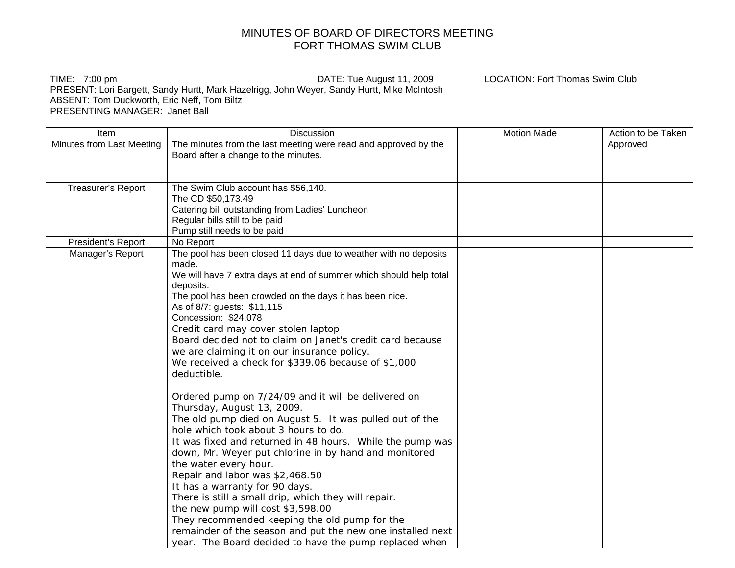# MINUTES OF BOARD OF DIRECTORS MEETING
# FORT THOMAS SWIM CLUB

TIME: 7:00 pm DATE: Tue August 11, 2009 LOCATION: Fort Thomas Swim Club
PRESENT: Lori Bargett, Sandy Hurtt, Mark Hazelrigg, John Weyer, Sandy Hurtt, Mike McIntosh
ABSENT: Tom Duckworth, Eric Neff, Tom Biltz
PRESENTING MANAGER: Janet Ball

| Item | Discussion | Motion Made | Action to be Taken |
|---|---|---|---|
| Minutes from Last Meeting | The minutes from the last meeting were read and approved by the Board after a change to the minutes. | | Approved |
| Treasurer's Report | The Swim Club account has $56,140.<br>The CD $50,173.49<br>Catering bill outstanding from Ladies' Luncheon<br>Regular bills still to be paid<br>Pump still needs to be paid | | |
| President's Report | No Report | | |
| Manager's Report | The pool has been closed 11 days due to weather with no deposits made.<br>We will have 7 extra days at end of summer which should help total deposits.<br>The pool has been crowded on the days it has been nice.<br>As of 8/7: guests: $11,115<br>Concession: $24,078<br>Credit card may cover stolen laptop<br>Board decided not to claim on Janet's credit card because we are claiming it on our insurance policy.<br>We received a check for $339.06 because of $1,000 deductible.<br><br>Ordered pump on 7/24/09 and it will be delivered on Thursday, August 13, 2009.<br>The old pump died on August 5. It was pulled out of the hole which took about 3 hours to do.<br>It was fixed and returned in 48 hours. While the pump was down, Mr. Weyer put chlorine in by hand and monitored the water every hour.<br>Repair and labor was $2,468.50<br>It has a warranty for 90 days.<br>There is still a small drip, which they will repair.<br>the new pump will cost $3,598.00<br>They recommended keeping the old pump for the remainder of the season and put the new one installed next year. The Board decided to have the pump replaced when | | |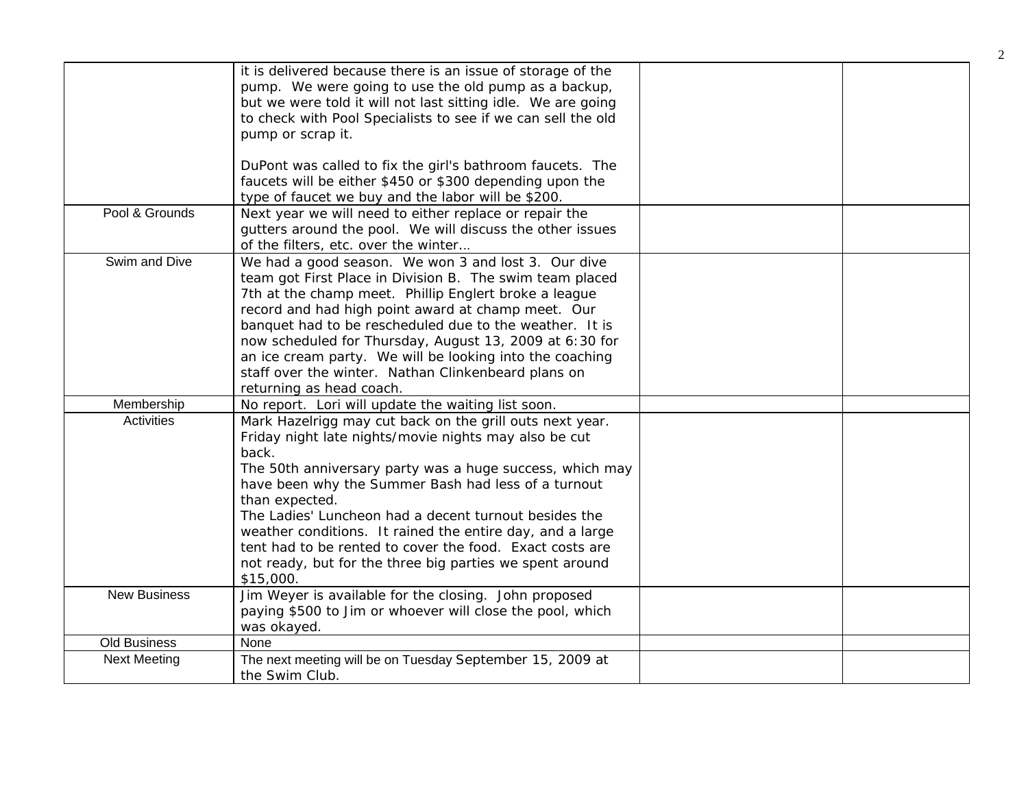| | | | |
|---|---|---|---|
| | it is delivered because there is an issue of storage of the pump. We were going to use the old pump as a backup, but we were told it will not last sitting idle. We are going to check with Pool Specialists to see if we can sell the old pump or scrap it.<br><br>DuPont was called to fix the girl's bathroom faucets. The faucets will be either $450 or $300 depending upon the type of faucet we buy and the labor will be $200. | | |
| Pool & Grounds | Next year we will need to either replace or repair the gutters around the pool. We will discuss the other issues of the filters, etc. over the winter… | | |
| Swim and Dive | We had a good season. We won 3 and lost 3. Our dive team got First Place in Division B. The swim team placed 7th at the champ meet. Phillip Englert broke a league record and had high point award at champ meet. Our banquet had to be rescheduled due to the weather. It is now scheduled for Thursday, August 13, 2009 at 6:30 for an ice cream party. We will be looking into the coaching staff over the winter. Nathan Clinkenbeard plans on returning as head coach. | | |
| Membership | No report. Lori will update the waiting list soon. | | |
| Activities | Mark Hazelrigg may cut back on the grill outs next year. Friday night late nights/movie nights may also be cut back.<br>The 50th anniversary party was a huge success, which may have been why the Summer Bash had less of a turnout than expected.<br>The Ladies' Luncheon had a decent turnout besides the weather conditions. It rained the entire day, and a large tent had to be rented to cover the food. Exact costs are not ready, but for the three big parties we spent around $15,000. | | |
| New Business | Jim Weyer is available for the closing. John proposed paying $500 to Jim or whoever will close the pool, which was okayed. | | |
| Old Business | None | | |
| Next Meeting | The next meeting will be on Tuesday September 15, 2009 at the Swim Club. | | |